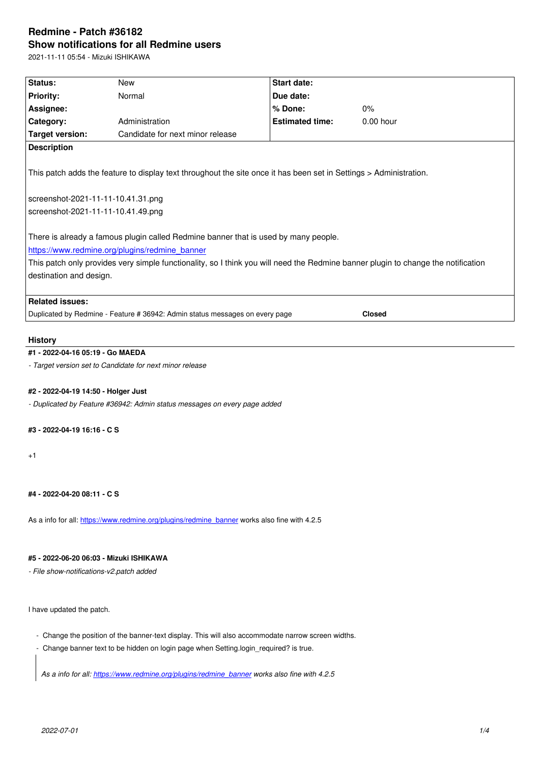# Redmine - Patch #36182

## Show notifications for all Redmine users

2021-11-11 05:54 - Mizuki ISHIKAWA

| **Status:** | New | **Start date:** | |
|---|---|---|---|
| **Priority:** | Normal | **Due date:** | |
| **Assignee:** | | **% Done:** | 0% |
| **Category:** | Administration | **Estimated time:** | 0.00 hour |
| **Target version:** | Candidate for next minor release | | |

**Description**

This patch adds the feature to display text throughout the site once it has been set in Settings > Administration.

screenshot-2021-11-11-10.41.31.png
screenshot-2021-11-11-10.41.49.png

There is already a famous plugin called Redmine banner that is used by many people.
https://www.redmine.org/plugins/redmine_banner
This patch only provides very simple functionality, so I think you will need the Redmine banner plugin to change the notification destination and design.

**Related issues:**

| | |
|---|---|
| Duplicated by Redmine - Feature # 36942: Admin status messages on every page | **Closed** |

## History

#### #1 - 2022-04-16 05:19 - Go MAEDA

*- Target version set to Candidate for next minor release*

#### #2 - 2022-04-19 14:50 - Holger Just

*- Duplicated by Feature #36942: Admin status messages on every page added*

#### #3 - 2022-04-19 16:16 - C S

+1

#### #4 - 2022-04-20 08:11 - C S

As a info for all: https://www.redmine.org/plugins/redmine_banner works also fine with 4.2.5

#### #5 - 2022-06-20 06:03 - Mizuki ISHIKAWA

*- File show-notifications-v2.patch added*

I have updated the patch.

- Change the position of the banner-text display. This will also accommodate narrow screen widths.
- Change banner text to be hidden on login page when Setting.login_required? is true.

> *As a info for all: https://www.redmine.org/plugins/redmine_banner works also fine with 4.2.5*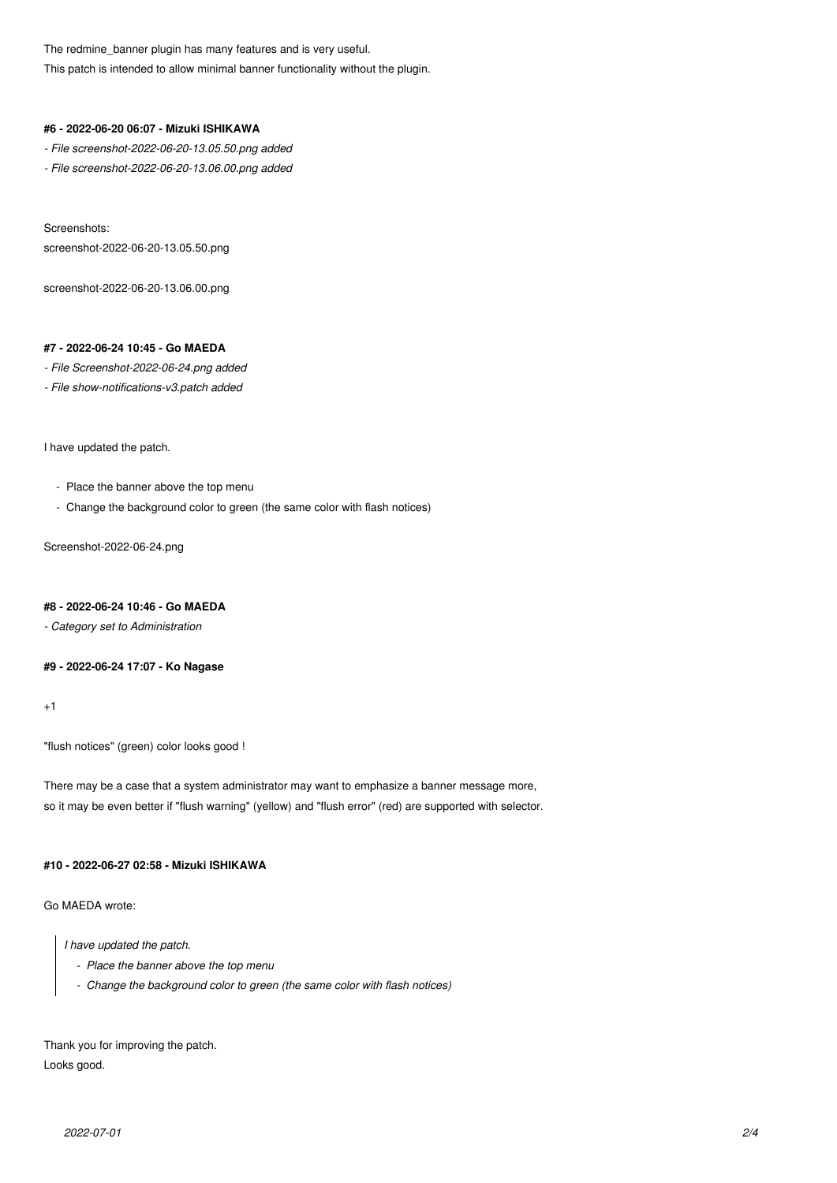The redmine_banner plugin has many features and is very useful.
This patch is intended to allow minimal banner functionality without the plugin.

#### #6 - 2022-06-20 06:07 - Mizuki ISHIKAWA

- *File screenshot-2022-06-20-13.05.50.png added*
- *File screenshot-2022-06-20-13.06.00.png added*

Screenshots:
screenshot-2022-06-20-13.05.50.png

screenshot-2022-06-20-13.06.00.png

#### #7 - 2022-06-24 10:45 - Go MAEDA

- *File Screenshot-2022-06-24.png added*
- *File show-notifications-v3.patch added*

I have updated the patch.

- Place the banner above the top menu
- Change the background color to green (the same color with flash notices)

Screenshot-2022-06-24.png

#### #8 - 2022-06-24 10:46 - Go MAEDA

- *Category set to Administration*

#### #9 - 2022-06-24 17:07 - Ko Nagase

+1

"flush notices" (green) color looks good !

There may be a case that a system administrator may want to emphasize a banner message more,
so it may be even better if "flush warning" (yellow) and "flush error" (red) are supported with selector.

#### #10 - 2022-06-27 02:58 - Mizuki ISHIKAWA

Go MAEDA wrote:

> *I have updated the patch.*
>
> - *Place the banner above the top menu*
> - *Change the background color to green (the same color with flash notices)*

Thank you for improving the patch.
Looks good.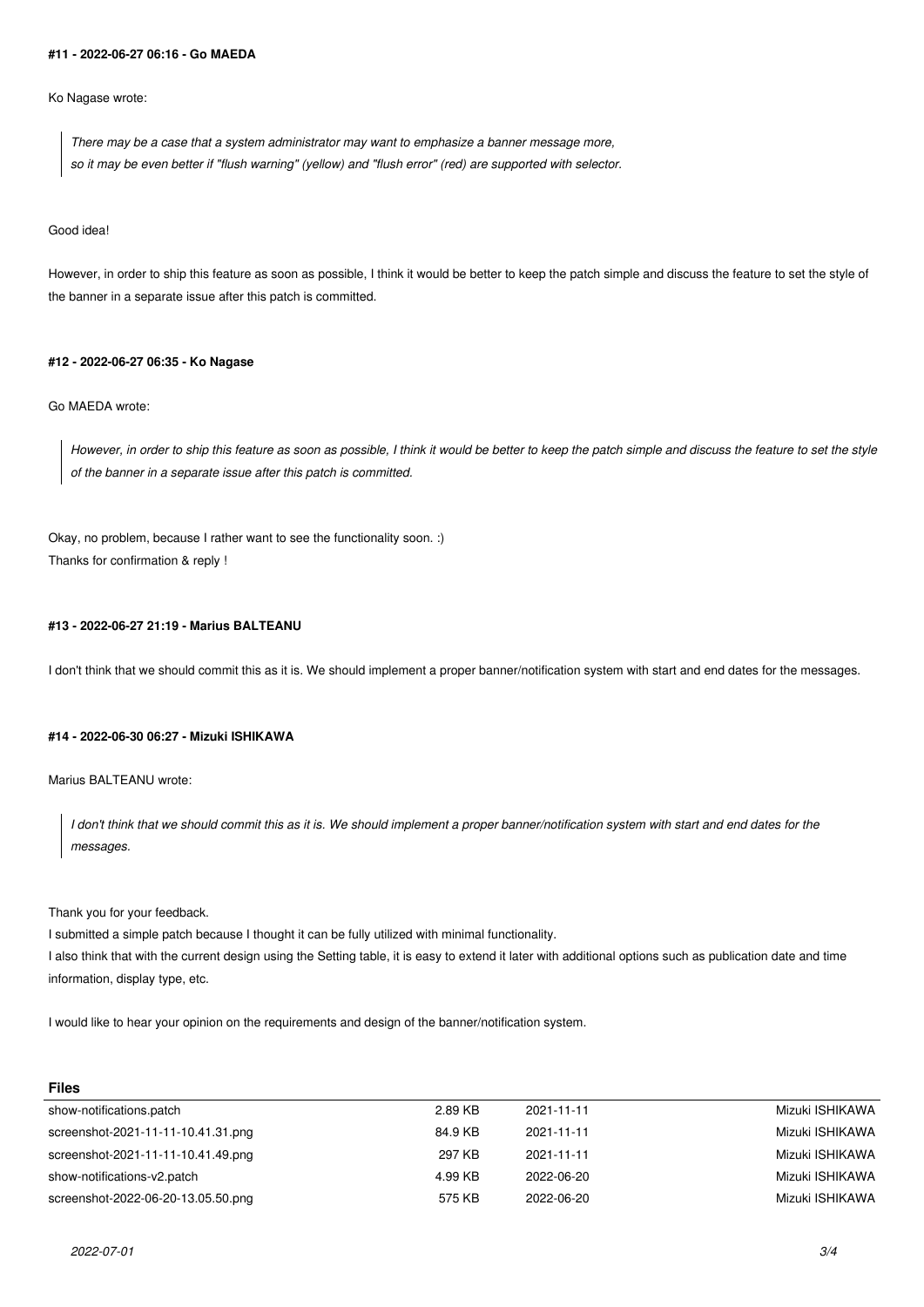#### #11 - 2022-06-27 06:16 - Go MAEDA

Ko Nagase wrote:

> *There may be a case that a system administrator may want to emphasize a banner message more, so it may be even better if "flush warning" (yellow) and "flush error" (red) are supported with selector.*

Good idea!

However, in order to ship this feature as soon as possible, I think it would be better to keep the patch simple and discuss the feature to set the style of the banner in a separate issue after this patch is committed.

#### #12 - 2022-06-27 06:35 - Ko Nagase

Go MAEDA wrote:

> *However, in order to ship this feature as soon as possible, I think it would be better to keep the patch simple and discuss the feature to set the style of the banner in a separate issue after this patch is committed.*

Okay, no problem, because I rather want to see the functionality soon. :)
Thanks for confirmation & reply !

#### #13 - 2022-06-27 21:19 - Marius BALTEANU

I don't think that we should commit this as it is. We should implement a proper banner/notification system with start and end dates for the messages.

#### #14 - 2022-06-30 06:27 - Mizuki ISHIKAWA

Marius BALTEANU wrote:

> *I don't think that we should commit this as it is. We should implement a proper banner/notification system with start and end dates for the messages.*

Thank you for your feedback.
I submitted a simple patch because I thought it can be fully utilized with minimal functionality.
I also think that with the current design using the Setting table, it is easy to extend it later with additional options such as publication date and time information, display type, etc.

I would like to hear your opinion on the requirements and design of the banner/notification system.

**Files**

| | | | |
|---|---|---|---|
| show-notifications.patch | 2.89 KB | 2021-11-11 | Mizuki ISHIKAWA |
| screenshot-2021-11-11-10.41.31.png | 84.9 KB | 2021-11-11 | Mizuki ISHIKAWA |
| screenshot-2021-11-11-10.41.49.png | 297 KB | 2021-11-11 | Mizuki ISHIKAWA |
| show-notifications-v2.patch | 4.99 KB | 2022-06-20 | Mizuki ISHIKAWA |
| screenshot-2022-06-20-13.05.50.png | 575 KB | 2022-06-20 | Mizuki ISHIKAWA |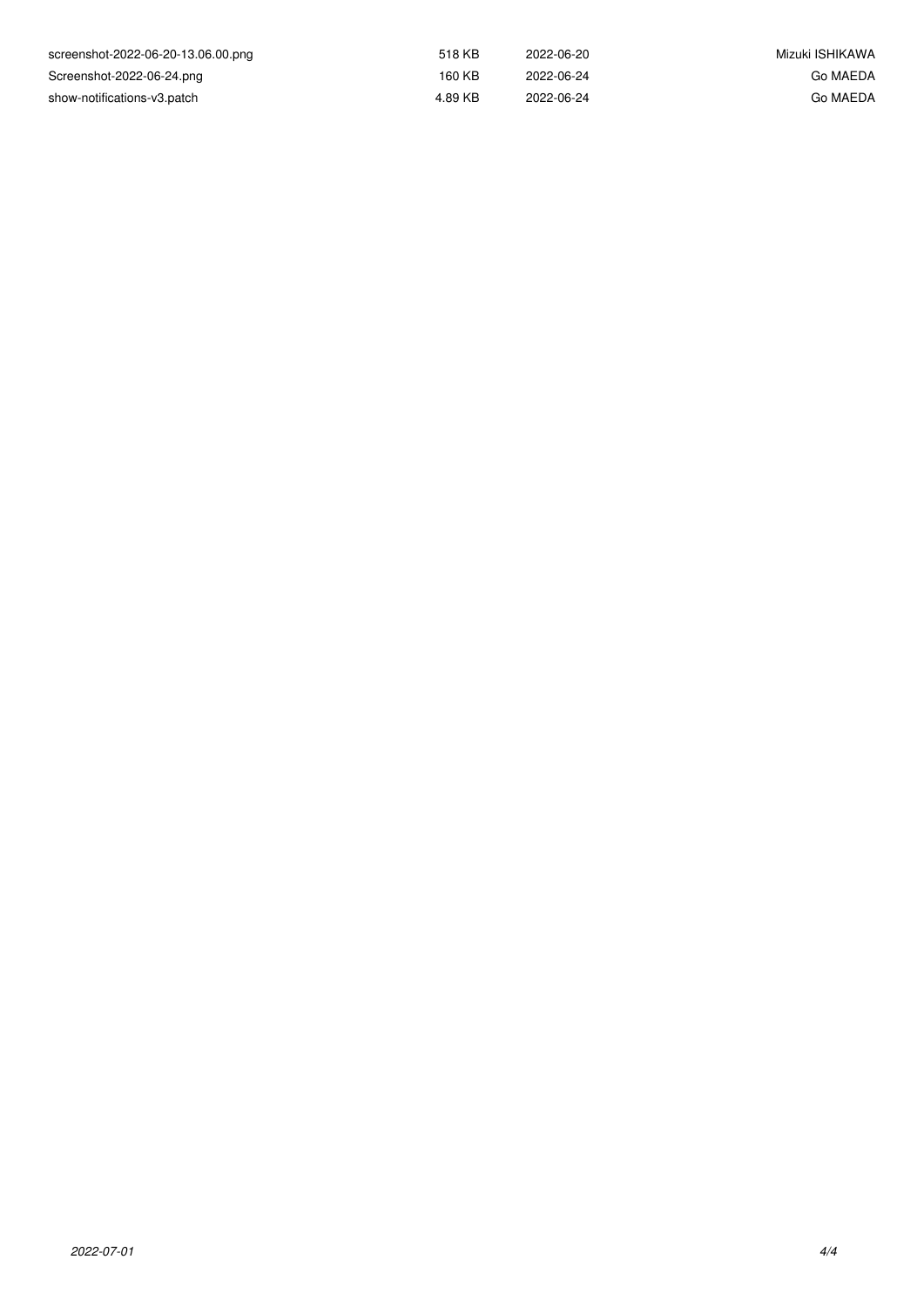| | | | |
|---|---|---|---|
| screenshot-2022-06-20-13.06.00.png | 518 KB | 2022-06-20 | Mizuki ISHIKAWA |
| Screenshot-2022-06-24.png | 160 KB | 2022-06-24 | Go MAEDA |
| show-notifications-v3.patch | 4.89 KB | 2022-06-24 | Go MAEDA |